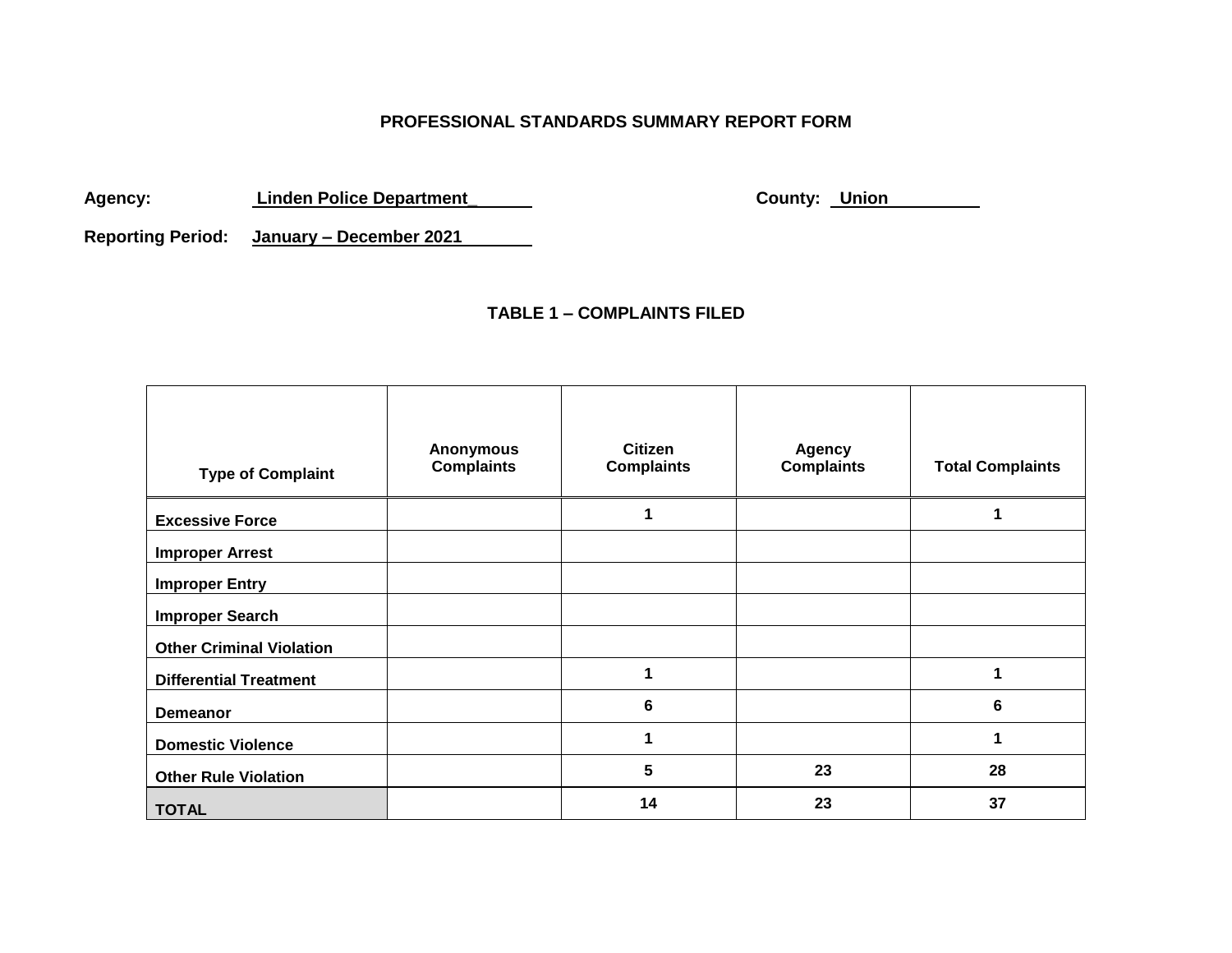# PROFESSIONAL STANDARDS SUMMARY REPORT FORM

**Agency:** Linden Police Department_ **County:** Union

**Reporting Period:** January – December 2021

## TABLE 1 – COMPLAINTS FILED

| Type of Complaint | Anonymous Complaints | Citizen Complaints | Agency Complaints | Total Complaints |
|---|---|---|---|---|
| Excessive Force | | 1 | | 1 |
| Improper Arrest | | | | |
| Improper Entry | | | | |
| Improper Search | | | | |
| Other Criminal Violation | | | | |
| Differential Treatment | | 1 | | 1 |
| Demeanor | | 6 | | 6 |
| Domestic Violence | | 1 | | 1 |
| Other Rule Violation | | 5 | 23 | 28 |
| TOTAL | | 14 | 23 | 37 |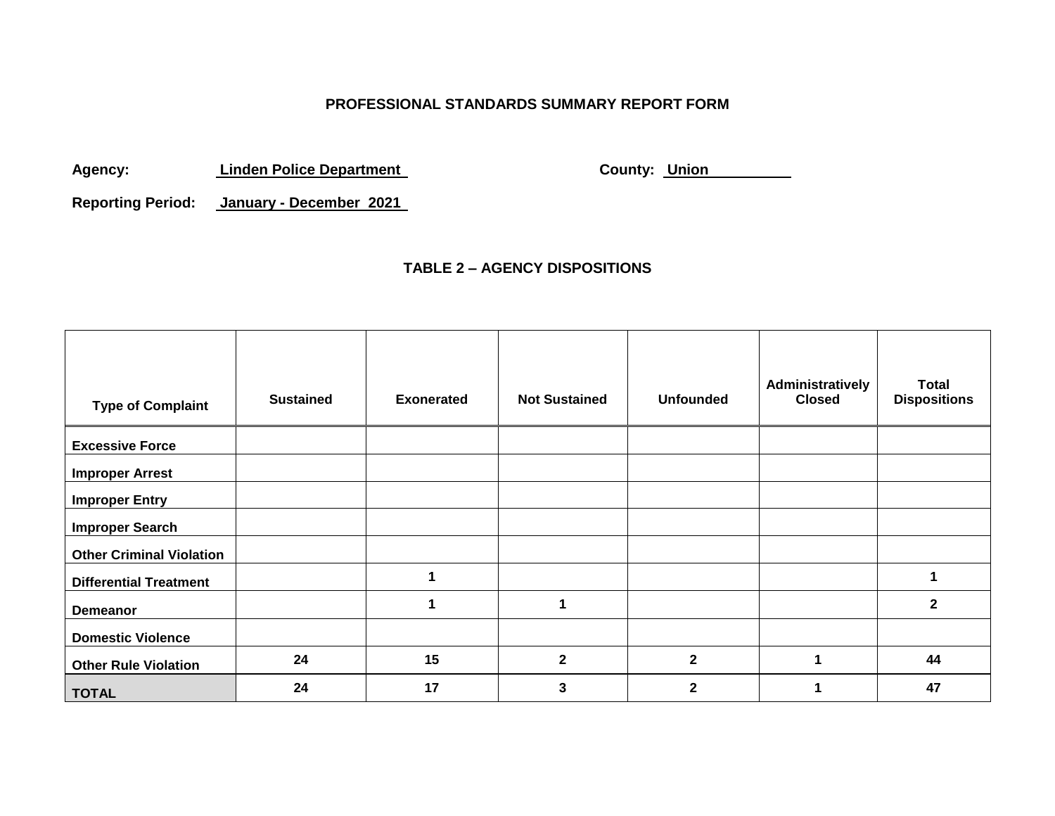**PROFESSIONAL STANDARDS SUMMARY REPORT FORM**

**Agency:** Linden Police Department **County:** Union

**Reporting Period:** January - December 2021

**TABLE 2 – AGENCY DISPOSITIONS**

| Type of Complaint | Sustained | Exonerated | Not Sustained | Unfounded | Administratively Closed | Total Dispositions |
|---|---|---|---|---|---|---|
| Excessive Force | | | | | | |
| Improper Arrest | | | | | | |
| Improper Entry | | | | | | |
| Improper Search | | | | | | |
| Other Criminal Violation | | | | | | |
| Differential Treatment | | 1 | | | | 1 |
| Demeanor | | 1 | 1 | | | 2 |
| Domestic Violence | | | | | | |
| Other Rule Violation | 24 | 15 | 2 | 2 | 1 | 44 |
| TOTAL | 24 | 17 | 3 | 2 | 1 | 47 |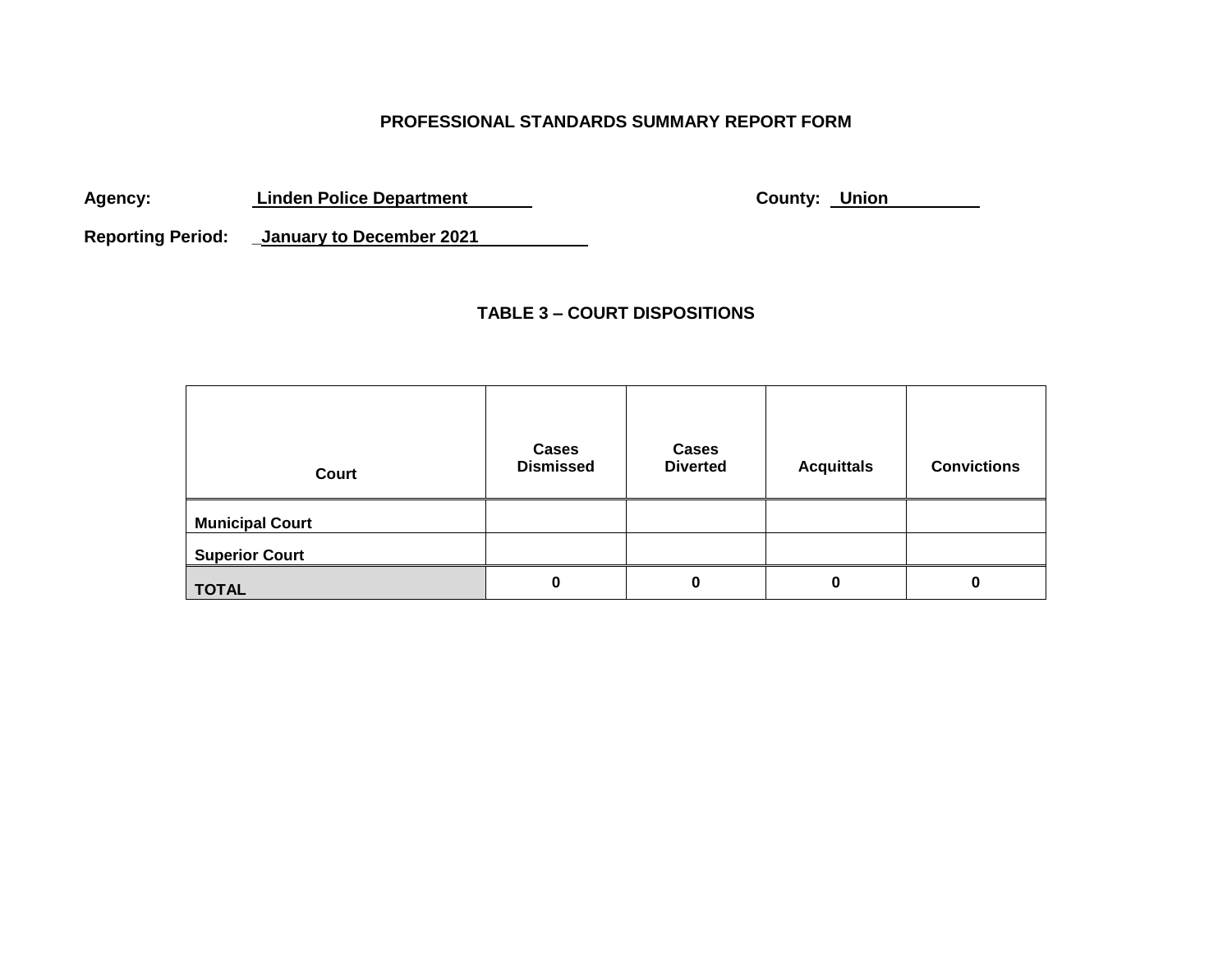**PROFESSIONAL STANDARDS SUMMARY REPORT FORM**

**Agency:** Linden Police Department **County:** Union

**Reporting Period:** January to December 2021

## TABLE 3 – COURT DISPOSITIONS

| Court | Cases Dismissed | Cases Diverted | Acquittals | Convictions |
|---|---|---|---|---|
| Municipal Court | | | | |
| Superior Court | | | | |
| TOTAL | 0 | 0 | 0 | 0 |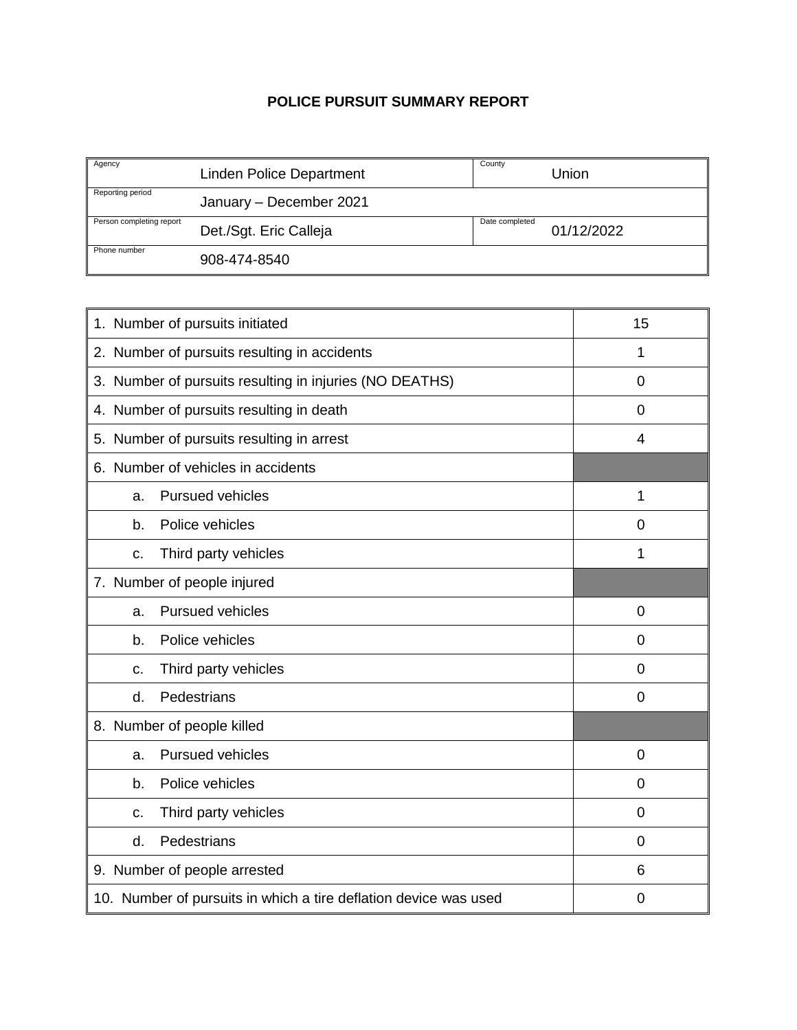# POLICE PURSUIT SUMMARY REPORT

| | | | |
|---|---|---|---|
| Agency | Linden Police Department | County | Union |
| Reporting period | January – December 2021 | | |
| Person completing report | Det./Sgt. Eric Calleja | Date completed | 01/12/2022 |
| Phone number | 908-474-8540 | | |

| | |
|---|---|
| 1. Number of pursuits initiated | 15 |
| 2. Number of pursuits resulting in accidents | 1 |
| 3. Number of pursuits resulting in injuries (NO DEATHS) | 0 |
| 4. Number of pursuits resulting in death | 0 |
| 5. Number of pursuits resulting in arrest | 4 |
| 6. Number of vehicles in accidents | |
| a. Pursued vehicles | 1 |
| b. Police vehicles | 0 |
| c. Third party vehicles | 1 |
| 7. Number of people injured | |
| a. Pursued vehicles | 0 |
| b. Police vehicles | 0 |
| c. Third party vehicles | 0 |
| d. Pedestrians | 0 |
| 8. Number of people killed | |
| a. Pursued vehicles | 0 |
| b. Police vehicles | 0 |
| c. Third party vehicles | 0 |
| d. Pedestrians | 0 |
| 9. Number of people arrested | 6 |
| 10. Number of pursuits in which a tire deflation device was used | 0 |